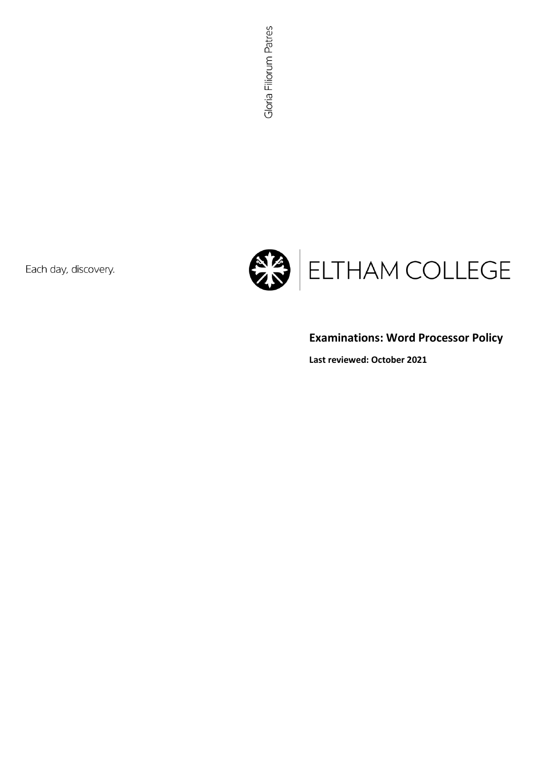Gloria Filiorum Patres

Each day, discovery.

ELTHAM COLLEGE

## Examinations: Word Processor Policy

**Last reviewed: October 2021**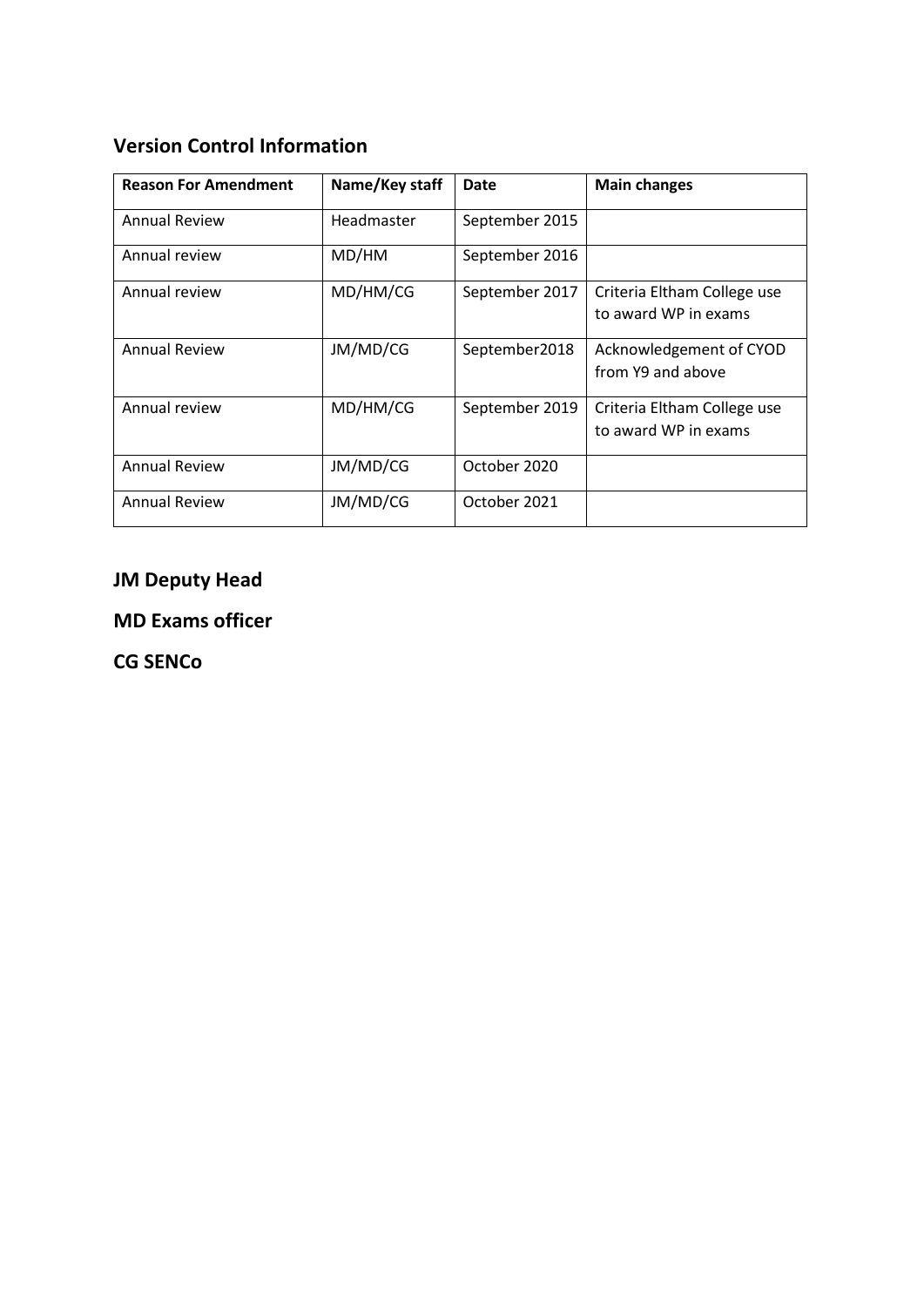## Version Control Information

| Reason For Amendment | Name/Key staff | Date | Main changes |
|---|---|---|---|
| Annual Review | Headmaster | September 2015 | |
| Annual review | MD/HM | September 2016 | |
| Annual review | MD/HM/CG | September 2017 | Criteria Eltham College use to award WP in exams |
| Annual Review | JM/MD/CG | September2018 | Acknowledgement of CYOD from Y9 and above |
| Annual review | MD/HM/CG | September 2019 | Criteria Eltham College use to award WP in exams |
| Annual Review | JM/MD/CG | October 2020 | |
| Annual Review | JM/MD/CG | October 2021 | |

**JM Deputy Head**

**MD Exams officer**

**CG SENCo**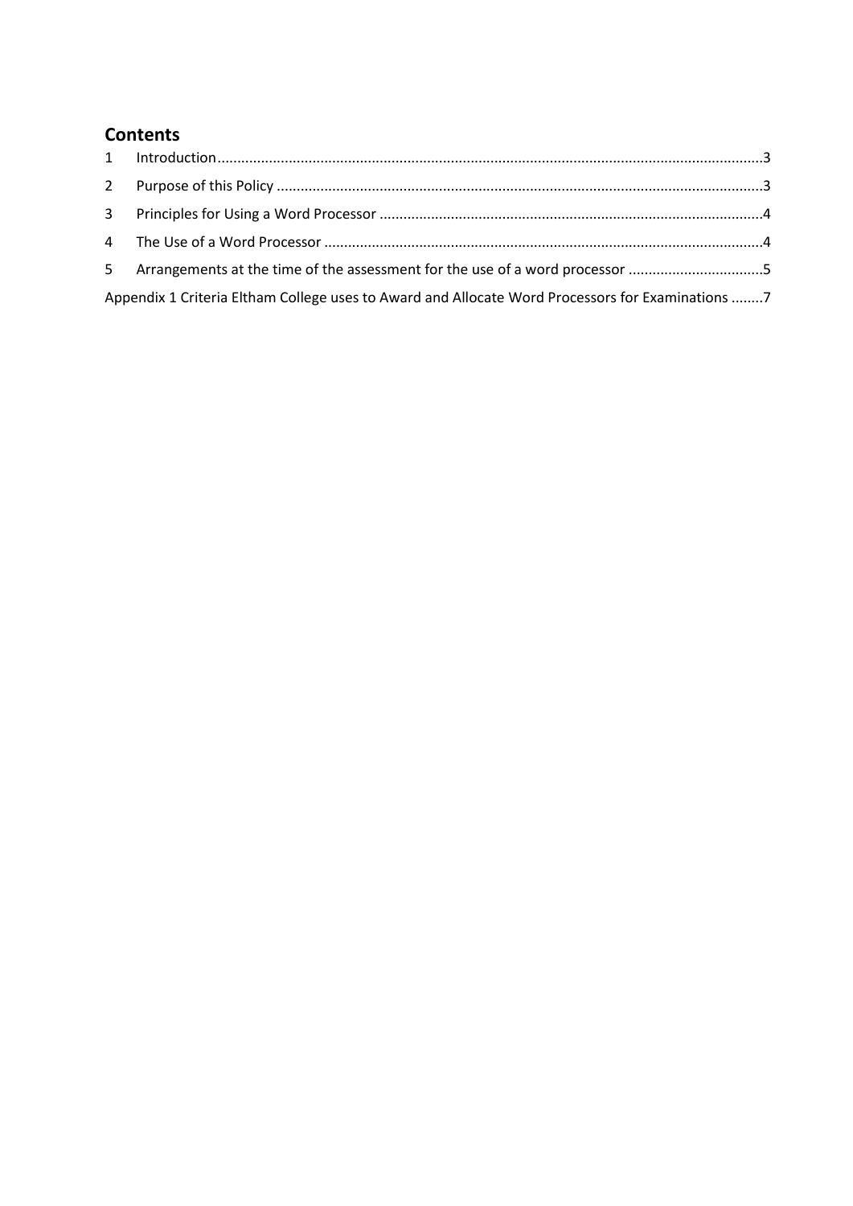## Contents

1 Introduction........................................................................................................................................3

2 Purpose of this Policy .........................................................................................................................3

3 Principles for Using a Word Processor ...............................................................................................4

4 The Use of a Word Processor .............................................................................................................4

5 Arrangements at the time of the assessment for the use of a word processor .................................5

Appendix 1 Criteria Eltham College uses to Award and Allocate Word Processors for Examinations ........7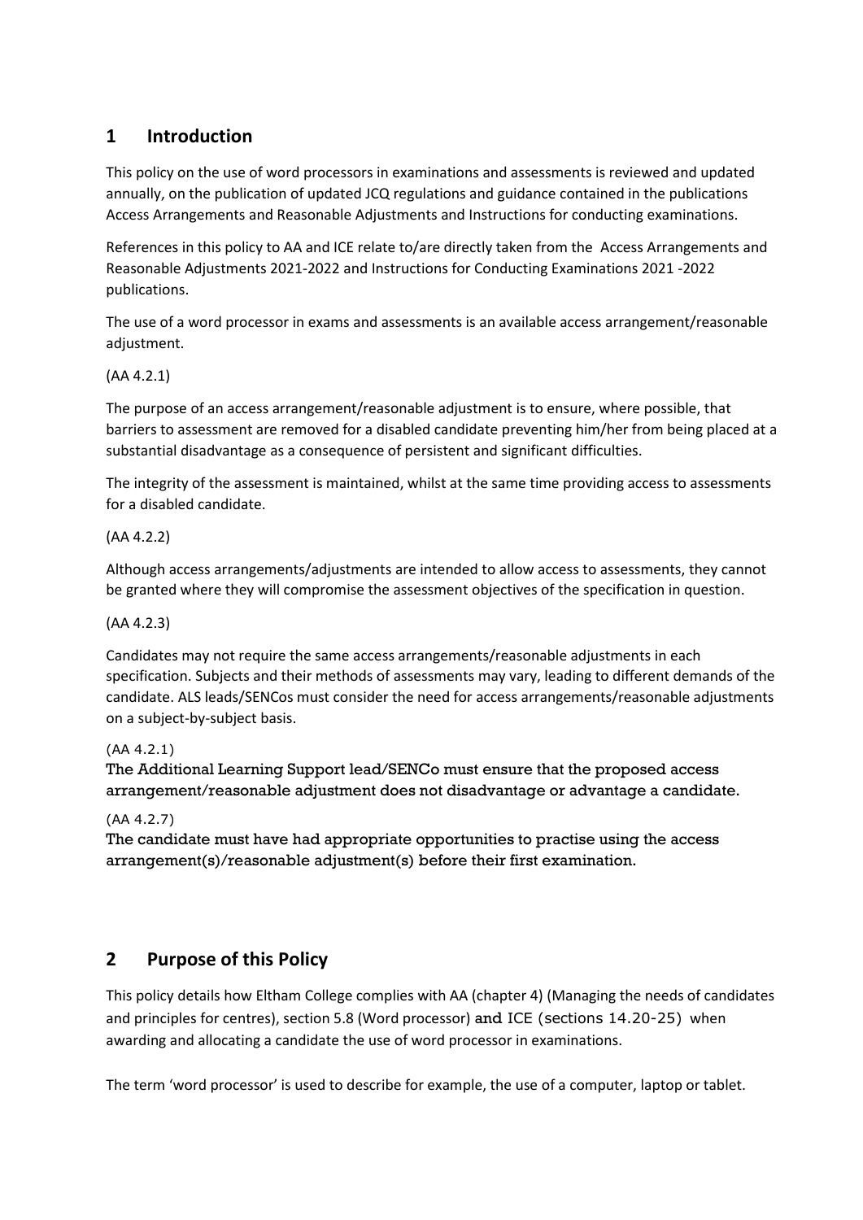## 1 Introduction

This policy on the use of word processors in examinations and assessments is reviewed and updated annually, on the publication of updated JCQ regulations and guidance contained in the publications Access Arrangements and Reasonable Adjustments and Instructions for conducting examinations.

References in this policy to AA and ICE relate to/are directly taken from the Access Arrangements and Reasonable Adjustments 2021-2022 and Instructions for Conducting Examinations 2021 -2022 publications.

The use of a word processor in exams and assessments is an available access arrangement/reasonable adjustment.

(AA 4.2.1)

The purpose of an access arrangement/reasonable adjustment is to ensure, where possible, that barriers to assessment are removed for a disabled candidate preventing him/her from being placed at a substantial disadvantage as a consequence of persistent and significant difficulties.

The integrity of the assessment is maintained, whilst at the same time providing access to assessments for a disabled candidate.

(AA 4.2.2)

Although access arrangements/adjustments are intended to allow access to assessments, they cannot be granted where they will compromise the assessment objectives of the specification in question.

(AA 4.2.3)

Candidates may not require the same access arrangements/reasonable adjustments in each specification. Subjects and their methods of assessments may vary, leading to different demands of the candidate. ALS leads/SENCos must consider the need for access arrangements/reasonable adjustments on a subject-by-subject basis.

(AA 4.2.1)

The Additional Learning Support lead/SENCo must ensure that the proposed access arrangement/reasonable adjustment does not disadvantage or advantage a candidate.

(AA 4.2.7)

The candidate must have had appropriate opportunities to practise using the access arrangement(s)/reasonable adjustment(s) before their first examination.

## 2 Purpose of this Policy

This policy details how Eltham College complies with AA (chapter 4) (Managing the needs of candidates and principles for centres), section 5.8 (Word processor) and ICE (sections 14.20-25) when awarding and allocating a candidate the use of word processor in examinations.

The term 'word processor' is used to describe for example, the use of a computer, laptop or tablet.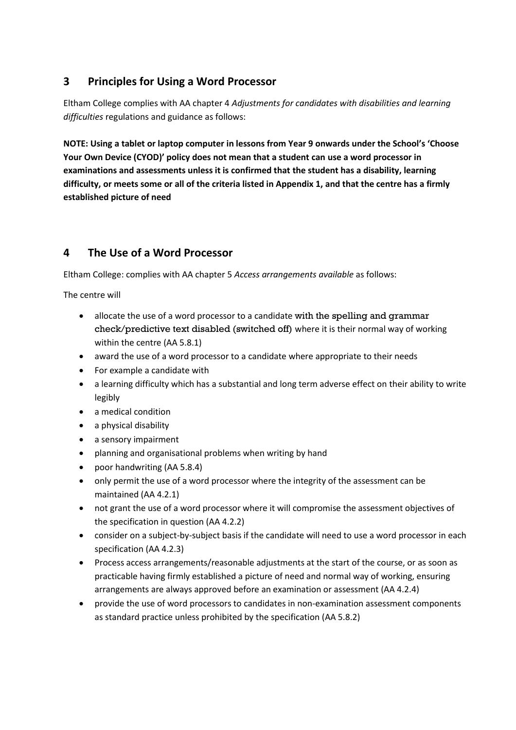## 3 Principles for Using a Word Processor

Eltham College complies with AA chapter 4 *Adjustments for candidates with disabilities and learning difficulties* regulations and guidance as follows:

**NOTE: Using a tablet or laptop computer in lessons from Year 9 onwards under the School's 'Choose Your Own Device (CYOD)' policy does not mean that a student can use a word processor in examinations and assessments unless it is confirmed that the student has a disability, learning difficulty, or meets some or all of the criteria listed in Appendix 1, and that the centre has a firmly established picture of need**

## 4 The Use of a Word Processor

Eltham College: complies with AA chapter 5 *Access arrangements available* as follows:

The centre will

- allocate the use of a word processor to a candidate with the spelling and grammar check/predictive text disabled (switched off) where it is their normal way of working within the centre (AA 5.8.1)
- award the use of a word processor to a candidate where appropriate to their needs
- For example a candidate with
- a learning difficulty which has a substantial and long term adverse effect on their ability to write legibly
- a medical condition
- a physical disability
- a sensory impairment
- planning and organisational problems when writing by hand
- poor handwriting (AA 5.8.4)
- only permit the use of a word processor where the integrity of the assessment can be maintained (AA 4.2.1)
- not grant the use of a word processor where it will compromise the assessment objectives of the specification in question (AA 4.2.2)
- consider on a subject-by-subject basis if the candidate will need to use a word processor in each specification (AA 4.2.3)
- Process access arrangements/reasonable adjustments at the start of the course, or as soon as practicable having firmly established a picture of need and normal way of working, ensuring arrangements are always approved before an examination or assessment (AA 4.2.4)
- provide the use of word processors to candidates in non-examination assessment components as standard practice unless prohibited by the specification (AA 5.8.2)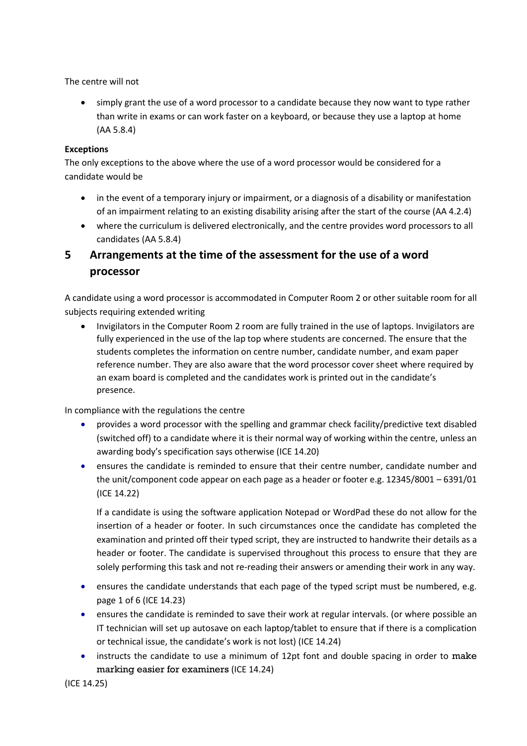The centre will not

- simply grant the use of a word processor to a candidate because they now want to type rather than write in exams or can work faster on a keyboard, or because they use a laptop at home (AA 5.8.4)

**Exceptions**

The only exceptions to the above where the use of a word processor would be considered for a candidate would be

- in the event of a temporary injury or impairment, or a diagnosis of a disability or manifestation of an impairment relating to an existing disability arising after the start of the course (AA 4.2.4)
- where the curriculum is delivered electronically, and the centre provides word processors to all candidates (AA 5.8.4)

## 5 Arrangements at the time of the assessment for the use of a word processor

A candidate using a word processor is accommodated in Computer Room 2 or other suitable room for all subjects requiring extended writing

- Invigilators in the Computer Room 2 room are fully trained in the use of laptops. Invigilators are fully experienced in the use of the lap top where students are concerned. The ensure that the students completes the information on centre number, candidate number, and exam paper reference number. They are also aware that the word processor cover sheet where required by an exam board is completed and the candidates work is printed out in the candidate's presence.

In compliance with the regulations the centre

- provides a word processor with the spelling and grammar check facility/predictive text disabled (switched off) to a candidate where it is their normal way of working within the centre, unless an awarding body's specification says otherwise (ICE 14.20)
- ensures the candidate is reminded to ensure that their centre number, candidate number and the unit/component code appear on each page as a header or footer e.g. 12345/8001 – 6391/01 (ICE 14.22)

  If a candidate is using the software application Notepad or WordPad these do not allow for the insertion of a header or footer. In such circumstances once the candidate has completed the examination and printed off their typed script, they are instructed to handwrite their details as a header or footer. The candidate is supervised throughout this process to ensure that they are solely performing this task and not re-reading their answers or amending their work in any way.

- ensures the candidate understands that each page of the typed script must be numbered, e.g. page 1 of 6 (ICE 14.23)
- ensures the candidate is reminded to save their work at regular intervals. (or where possible an IT technician will set up autosave on each laptop/tablet to ensure that if there is a complication or technical issue, the candidate's work is not lost) (ICE 14.24)
- instructs the candidate to use a minimum of 12pt font and double spacing in order to make marking easier for examiners (ICE 14.24)

(ICE 14.25)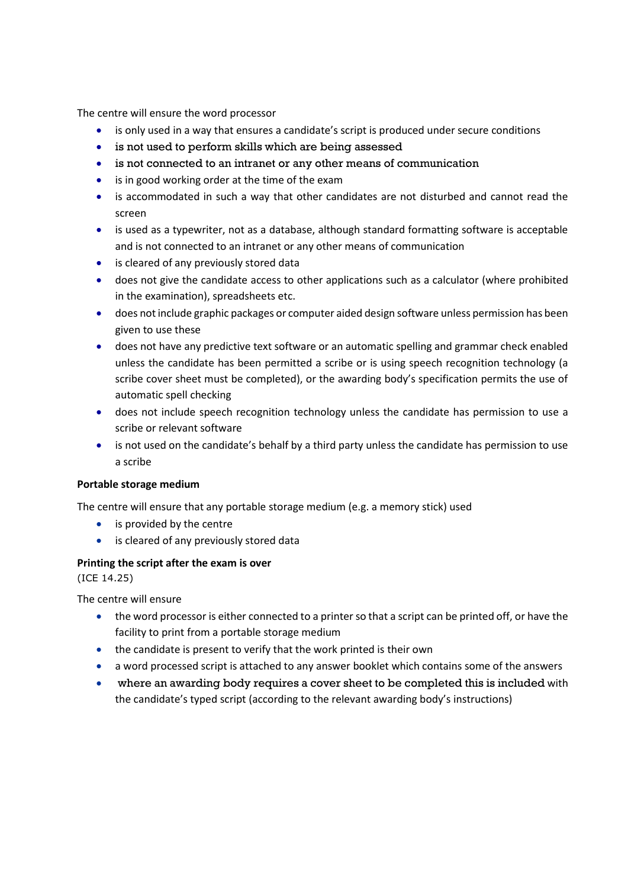The centre will ensure the word processor

- is only used in a way that ensures a candidate's script is produced under secure conditions
- is not used to perform skills which are being assessed
- is not connected to an intranet or any other means of communication
- is in good working order at the time of the exam
- is accommodated in such a way that other candidates are not disturbed and cannot read the screen
- is used as a typewriter, not as a database, although standard formatting software is acceptable and is not connected to an intranet or any other means of communication
- is cleared of any previously stored data
- does not give the candidate access to other applications such as a calculator (where prohibited in the examination), spreadsheets etc.
- does not include graphic packages or computer aided design software unless permission has been given to use these
- does not have any predictive text software or an automatic spelling and grammar check enabled unless the candidate has been permitted a scribe or is using speech recognition technology (a scribe cover sheet must be completed), or the awarding body's specification permits the use of automatic spell checking
- does not include speech recognition technology unless the candidate has permission to use a scribe or relevant software
- is not used on the candidate's behalf by a third party unless the candidate has permission to use a scribe

**Portable storage medium**

The centre will ensure that any portable storage medium (e.g. a memory stick) used

- is provided by the centre
- is cleared of any previously stored data

**Printing the script after the exam is over**
(ICE 14.25)

The centre will ensure

- the word processor is either connected to a printer so that a script can be printed off, or have the facility to print from a portable storage medium
- the candidate is present to verify that the work printed is their own
- a word processed script is attached to any answer booklet which contains some of the answers
- where an awarding body requires a cover sheet to be completed this is included with the candidate's typed script (according to the relevant awarding body's instructions)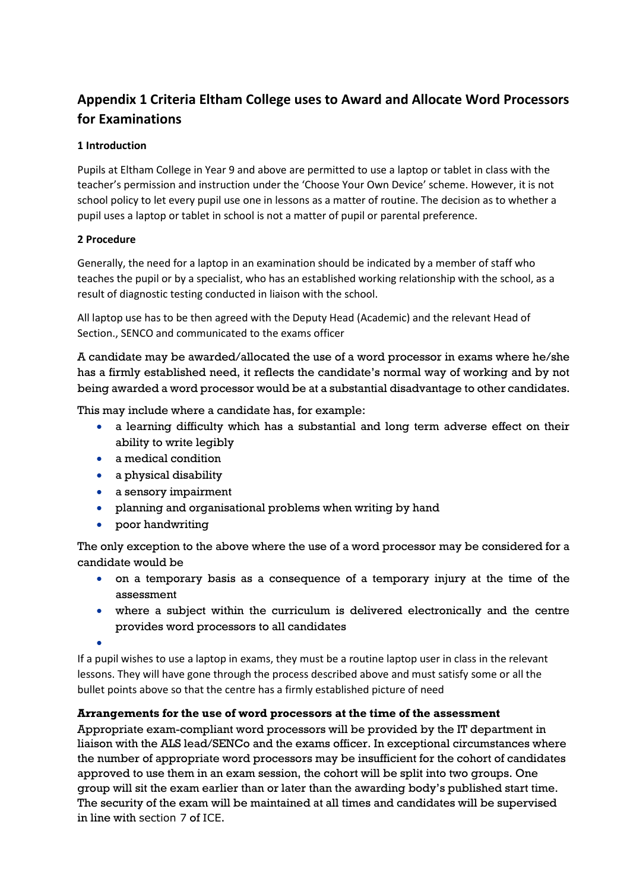## Appendix 1 Criteria Eltham College uses to Award and Allocate Word Processors for Examinations

### 1 Introduction

Pupils at Eltham College in Year 9 and above are permitted to use a laptop or tablet in class with the teacher's permission and instruction under the 'Choose Your Own Device' scheme. However, it is not school policy to let every pupil use one in lessons as a matter of routine. The decision as to whether a pupil uses a laptop or tablet in school is not a matter of pupil or parental preference.

### 2 Procedure

Generally, the need for a laptop in an examination should be indicated by a member of staff who teaches the pupil or by a specialist, who has an established working relationship with the school, as a result of diagnostic testing conducted in liaison with the school.

All laptop use has to be then agreed with the Deputy Head (Academic) and the relevant Head of Section., SENCO and communicated to the exams officer

A candidate may be awarded/allocated the use of a word processor in exams where he/she has a firmly established need, it reflects the candidate's normal way of working and by not being awarded a word processor would be at a substantial disadvantage to other candidates.

This may include where a candidate has, for example:

- a learning difficulty which has a substantial and long term adverse effect on their ability to write legibly
- a medical condition
- a physical disability
- a sensory impairment
- planning and organisational problems when writing by hand
- poor handwriting

The only exception to the above where the use of a word processor may be considered for a candidate would be

- on a temporary basis as a consequence of a temporary injury at the time of the assessment
- where a subject within the curriculum is delivered electronically and the centre provides word processors to all candidates

If a pupil wishes to use a laptop in exams, they must be a routine laptop user in class in the relevant lessons. They will have gone through the process described above and must satisfy some or all the bullet points above so that the centre has a firmly established picture of need

### Arrangements for the use of word processors at the time of the assessment

Appropriate exam-compliant word processors will be provided by the IT department in liaison with the ALS lead/SENCo and the exams officer. In exceptional circumstances where the number of appropriate word processors may be insufficient for the cohort of candidates approved to use them in an exam session, the cohort will be split into two groups. One group will sit the exam earlier than or later than the awarding body's published start time. The security of the exam will be maintained at all times and candidates will be supervised in line with section 7 of ICE.